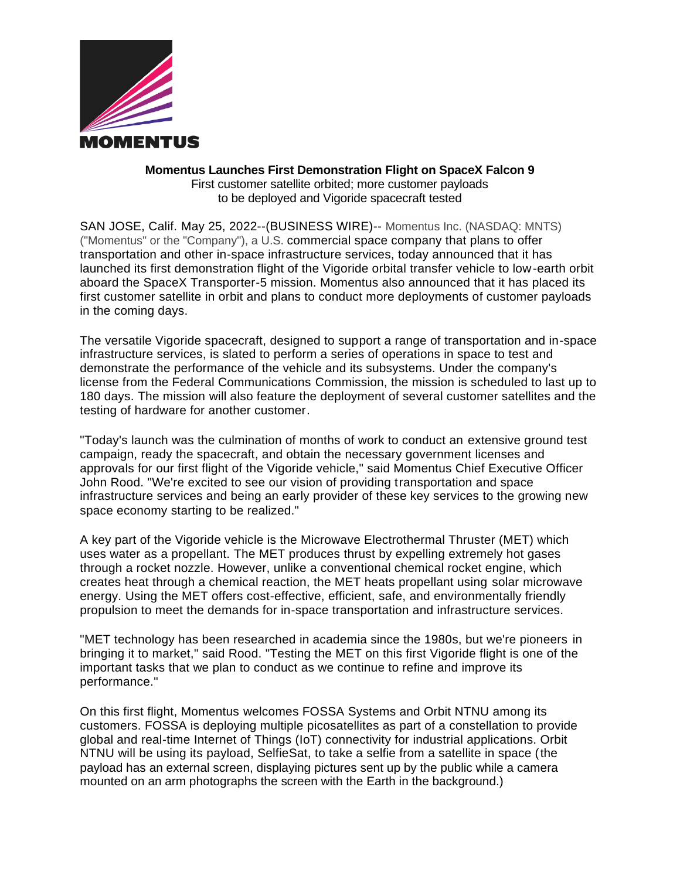MOMENTUS

**Momentus Launches First Demonstration Flight on SpaceX Falcon 9**

First customer satellite orbited; more customer payloads to be deployed and Vigoride spacecraft tested

SAN JOSE, Calif. May 25, 2022--(BUSINESS WIRE)-- Momentus Inc. (NASDAQ: MNTS) ("Momentus" or the "Company"), a U.S. commercial space company that plans to offer transportation and other in-space infrastructure services, today announced that it has launched its first demonstration flight of the Vigoride orbital transfer vehicle to low-earth orbit aboard the SpaceX Transporter-5 mission. Momentus also announced that it has placed its first customer satellite in orbit and plans to conduct more deployments of customer payloads in the coming days.

The versatile Vigoride spacecraft, designed to support a range of transportation and in-space infrastructure services, is slated to perform a series of operations in space to test and demonstrate the performance of the vehicle and its subsystems. Under the company's license from the Federal Communications Commission, the mission is scheduled to last up to 180 days. The mission will also feature the deployment of several customer satellites and the testing of hardware for another customer.

"Today's launch was the culmination of months of work to conduct an extensive ground test campaign, ready the spacecraft, and obtain the necessary government licenses and approvals for our first flight of the Vigoride vehicle," said Momentus Chief Executive Officer John Rood. "We're excited to see our vision of providing transportation and space infrastructure services and being an early provider of these key services to the growing new space economy starting to be realized."

A key part of the Vigoride vehicle is the Microwave Electrothermal Thruster (MET) which uses water as a propellant. The MET produces thrust by expelling extremely hot gases through a rocket nozzle. However, unlike a conventional chemical rocket engine, which creates heat through a chemical reaction, the MET heats propellant using solar microwave energy. Using the MET offers cost-effective, efficient, safe, and environmentally friendly propulsion to meet the demands for in-space transportation and infrastructure services.

"MET technology has been researched in academia since the 1980s, but we're pioneers in bringing it to market," said Rood. "Testing the MET on this first Vigoride flight is one of the important tasks that we plan to conduct as we continue to refine and improve its performance."

On this first flight, Momentus welcomes FOSSA Systems and Orbit NTNU among its customers. FOSSA is deploying multiple picosatellites as part of a constellation to provide global and real-time Internet of Things (IoT) connectivity for industrial applications. Orbit NTNU will be using its payload, SelfieSat, to take a selfie from a satellite in space (the payload has an external screen, displaying pictures sent up by the public while a camera mounted on an arm photographs the screen with the Earth in the background.)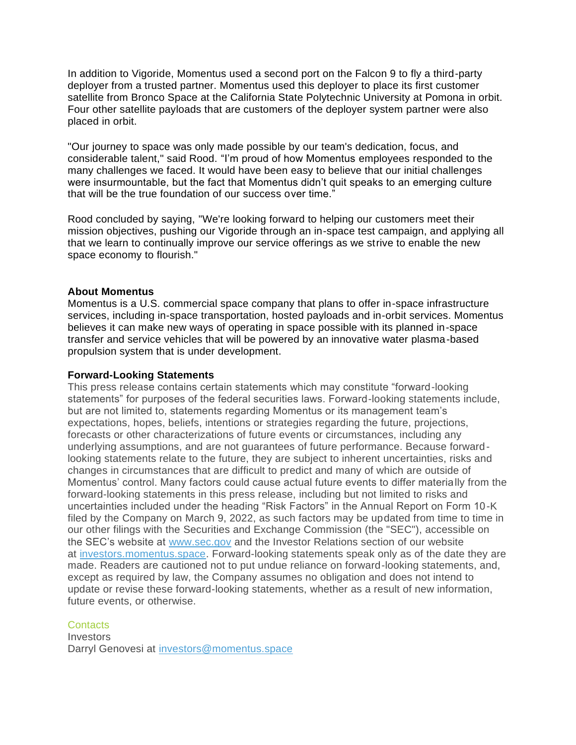In addition to Vigoride, Momentus used a second port on the Falcon 9 to fly a third-party deployer from a trusted partner. Momentus used this deployer to place its first customer satellite from Bronco Space at the California State Polytechnic University at Pomona in orbit. Four other satellite payloads that are customers of the deployer system partner were also placed in orbit.

"Our journey to space was only made possible by our team's dedication, focus, and considerable talent," said Rood. "I'm proud of how Momentus employees responded to the many challenges we faced. It would have been easy to believe that our initial challenges were insurmountable, but the fact that Momentus didn't quit speaks to an emerging culture that will be the true foundation of our success over time."

Rood concluded by saying, "We're looking forward to helping our customers meet their mission objectives, pushing our Vigoride through an in-space test campaign, and applying all that we learn to continually improve our service offerings as we strive to enable the new space economy to flourish."

**About Momentus**

Momentus is a U.S. commercial space company that plans to offer in-space infrastructure services, including in-space transportation, hosted payloads and in-orbit services. Momentus believes it can make new ways of operating in space possible with its planned in-space transfer and service vehicles that will be powered by an innovative water plasma-based propulsion system that is under development.

**Forward-Looking Statements**

This press release contains certain statements which may constitute "forward-looking statements" for purposes of the federal securities laws. Forward-looking statements include, but are not limited to, statements regarding Momentus or its management team's expectations, hopes, beliefs, intentions or strategies regarding the future, projections, forecasts or other characterizations of future events or circumstances, including any underlying assumptions, and are not guarantees of future performance. Because forward-looking statements relate to the future, they are subject to inherent uncertainties, risks and changes in circumstances that are difficult to predict and many of which are outside of Momentus' control. Many factors could cause actual future events to differ materially from the forward-looking statements in this press release, including but not limited to risks and uncertainties included under the heading "Risk Factors" in the Annual Report on Form 10-K filed by the Company on March 9, 2022, as such factors may be updated from time to time in our other filings with the Securities and Exchange Commission (the "SEC"), accessible on the SEC's website at www.sec.gov and the Investor Relations section of our website at investors.momentus.space. Forward-looking statements speak only as of the date they are made. Readers are cautioned not to put undue reliance on forward-looking statements, and, except as required by law, the Company assumes no obligation and does not intend to update or revise these forward-looking statements, whether as a result of new information, future events, or otherwise.

Contacts

Investors

Darryl Genovesi at investors@momentus.space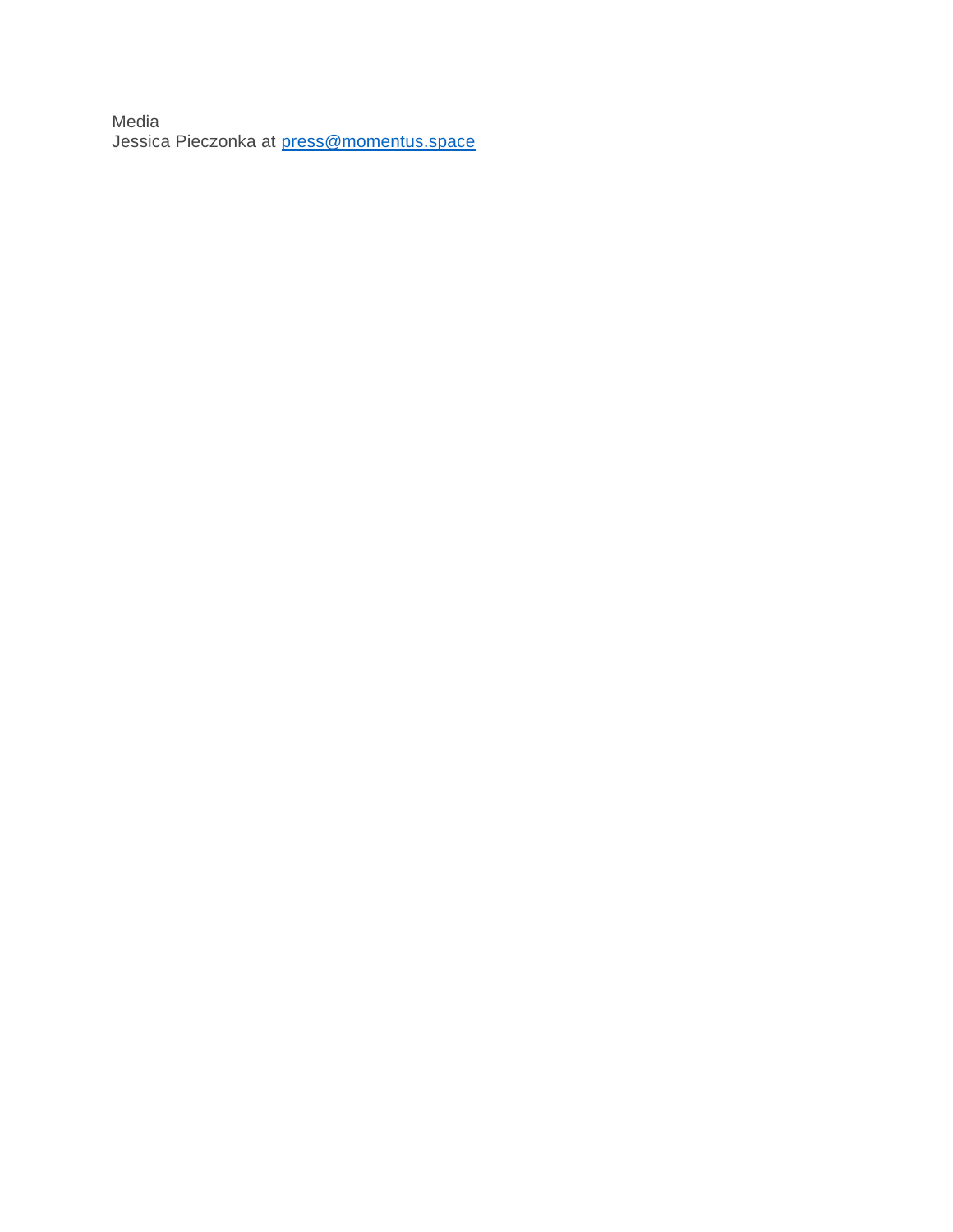Media
Jessica Pieczonka at press@momentus.space